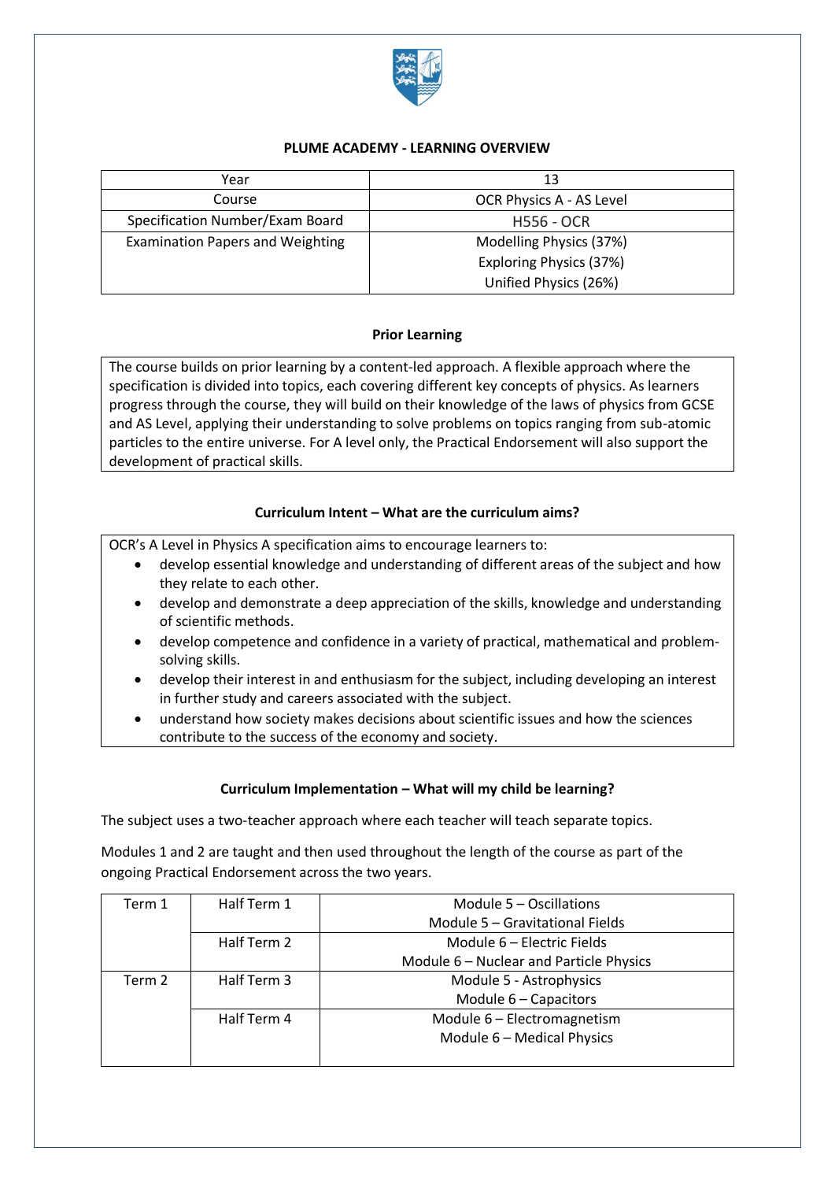**PLUME ACADEMY - LEARNING OVERVIEW**

| Year | 13 |
|---|---|
| Course | OCR Physics A - AS Level |
| Specification Number/Exam Board | H556 - OCR |
| Examination Papers and Weighting | Modelling Physics (37%)<br>Exploring Physics (37%)<br>Unified Physics (26%) |

**Prior Learning**

The course builds on prior learning by a content-led approach. A flexible approach where the specification is divided into topics, each covering different key concepts of physics. As learners progress through the course, they will build on their knowledge of the laws of physics from GCSE and AS Level, applying their understanding to solve problems on topics ranging from sub-atomic particles to the entire universe. For A level only, the Practical Endorsement will also support the development of practical skills.

**Curriculum Intent – What are the curriculum aims?**

OCR's A Level in Physics A specification aims to encourage learners to:

- develop essential knowledge and understanding of different areas of the subject and how they relate to each other.
- develop and demonstrate a deep appreciation of the skills, knowledge and understanding of scientific methods.
- develop competence and confidence in a variety of practical, mathematical and problem-solving skills.
- develop their interest in and enthusiasm for the subject, including developing an interest in further study and careers associated with the subject.
- understand how society makes decisions about scientific issues and how the sciences contribute to the success of the economy and society.

**Curriculum Implementation – What will my child be learning?**

The subject uses a two-teacher approach where each teacher will teach separate topics.

Modules 1 and 2 are taught and then used throughout the length of the course as part of the ongoing Practical Endorsement across the two years.

| Term | Half Term | Topics |
|---|---|---|
| Term 1 | Half Term 1 | Module 5 – Oscillations<br>Module 5 – Gravitational Fields |
| | Half Term 2 | Module 6 – Electric Fields<br>Module 6 – Nuclear and Particle Physics |
| Term 2 | Half Term 3 | Module 5 - Astrophysics<br>Module 6 – Capacitors |
| | Half Term 4 | Module 6 – Electromagnetism<br>Module 6 – Medical Physics |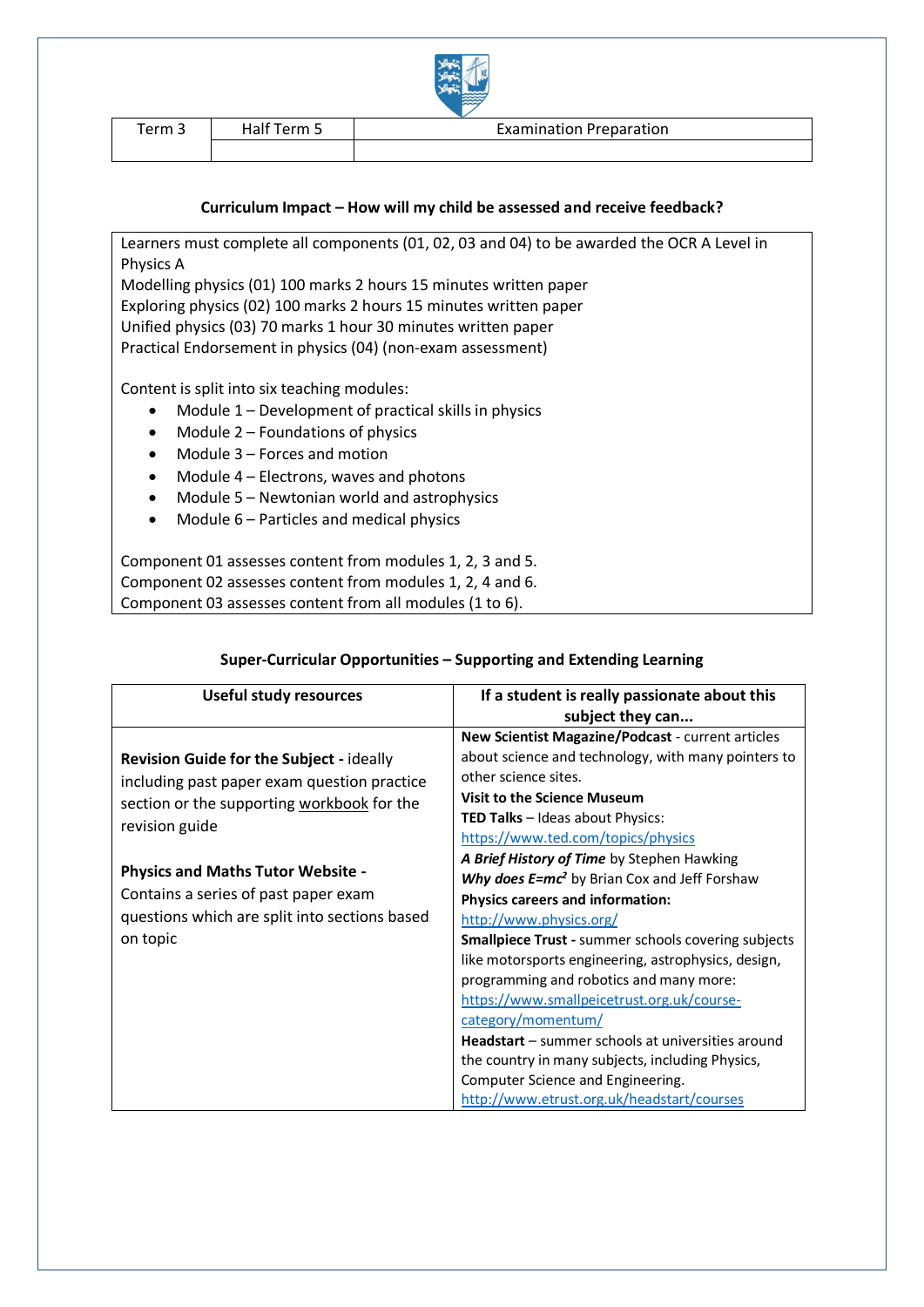| Term 3 | Half Term 5 | Examination Preparation |
|---|---|---|
| | | |

**Curriculum Impact – How will my child be assessed and receive feedback?**

Learners must complete all components (01, 02, 03 and 04) to be awarded the OCR A Level in Physics A
Modelling physics (01) 100 marks 2 hours 15 minutes written paper
Exploring physics (02) 100 marks 2 hours 15 minutes written paper
Unified physics (03) 70 marks 1 hour 30 minutes written paper
Practical Endorsement in physics (04) (non-exam assessment)

Content is split into six teaching modules:

- Module 1 – Development of practical skills in physics
- Module 2 – Foundations of physics
- Module 3 – Forces and motion
- Module 4 – Electrons, waves and photons
- Module 5 – Newtonian world and astrophysics
- Module 6 – Particles and medical physics

Component 01 assesses content from modules 1, 2, 3 and 5.
Component 02 assesses content from modules 1, 2, 4 and 6.
Component 03 assesses content from all modules (1 to 6).

**Super-Curricular Opportunities – Supporting and Extending Learning**

| Useful study resources | If a student is really passionate about this subject they can... |
|---|---|
| **Revision Guide for the Subject -** ideally including past paper exam question practice section or the supporting workbook for the revision guide<br><br>**Physics and Maths Tutor Website -** Contains a series of past paper exam questions which are split into sections based on topic | **New Scientist Magazine/Podcast** - current articles about science and technology, with many pointers to other science sites.<br>**Visit to the Science Museum**<br>**TED Talks** – Ideas about Physics: https://www.ted.com/topics/physics<br>***A Brief History of Time*** by Stephen Hawking<br>***Why does E=mc²*** by Brian Cox and Jeff Forshaw<br>**Physics careers and information:** http://www.physics.org/<br>**Smallpiece Trust -** summer schools covering subjects like motorsports engineering, astrophysics, design, programming and robotics and many more: https://www.smallpeicetrust.org.uk/course-category/momentum/<br>**Headstart** – summer schools at universities around the country in many subjects, including Physics, Computer Science and Engineering. http://www.etrust.org.uk/headstart/courses |